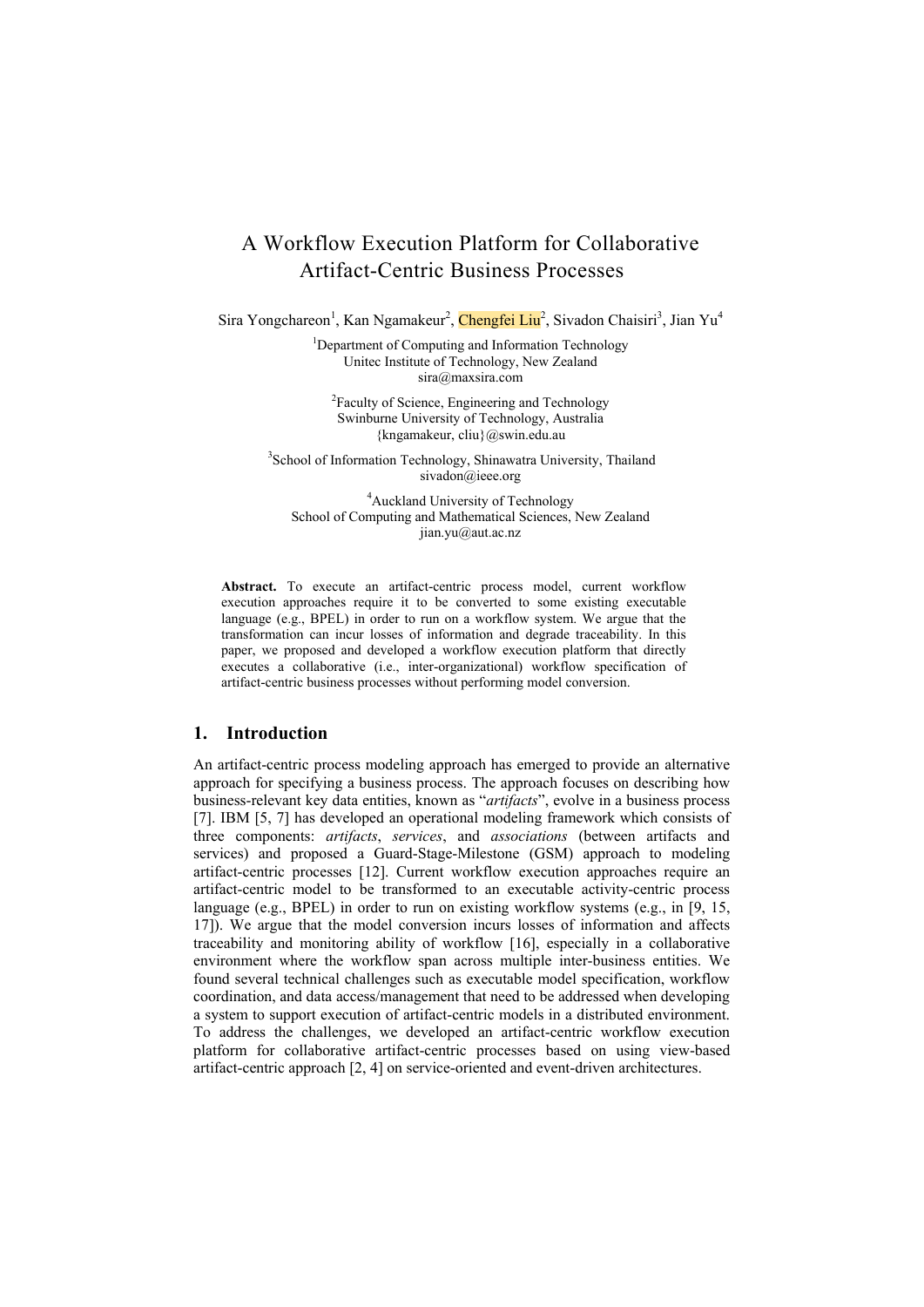# A Workflow Execution Platform for Collaborative Artifact-Centric Business Processes

Sira Yongchareon[1], Kan Ngamakeur[2], Chengfei Liu[2], Sivadon Chaisiri[3], Jian Yu[4]

[1]Department of Computing and Information Technology
Unitec Institute of Technology, New Zealand
sira@maxsira.com

[2]Faculty of Science, Engineering and Technology
Swinburne University of Technology, Australia
{kngamakeur, cliu}@swin.edu.au

[3]School of Information Technology, Shinawatra University, Thailand
sivadon@ieee.org

[4]Auckland University of Technology
School of Computing and Mathematical Sciences, New Zealand
jian.yu@aut.ac.nz

**Abstract.** To execute an artifact-centric process model, current workflow execution approaches require it to be converted to some existing executable language (e.g., BPEL) in order to run on a workflow system. We argue that the transformation can incur losses of information and degrade traceability. In this paper, we proposed and developed a workflow execution platform that directly executes a collaborative (i.e., inter-organizational) workflow specification of artifact-centric business processes without performing model conversion.

## 1. Introduction

An artifact-centric process modeling approach has emerged to provide an alternative approach for specifying a business process. The approach focuses on describing how business-relevant key data entities, known as "*artifacts*", evolve in a business process [7]. IBM [5, 7] has developed an operational modeling framework which consists of three components: *artifacts*, *services*, and *associations* (between artifacts and services) and proposed a Guard-Stage-Milestone (GSM) approach to modeling artifact-centric processes [12]. Current workflow execution approaches require an artifact-centric model to be transformed to an executable activity-centric process language (e.g., BPEL) in order to run on existing workflow systems (e.g., in [9, 15, 17]). We argue that the model conversion incurs losses of information and affects traceability and monitoring ability of workflow [16], especially in a collaborative environment where the workflow span across multiple inter-business entities. We found several technical challenges such as executable model specification, workflow coordination, and data access/management that need to be addressed when developing a system to support execution of artifact-centric models in a distributed environment. To address the challenges, we developed an artifact-centric workflow execution platform for collaborative artifact-centric processes based on using view-based artifact-centric approach [2, 4] on service-oriented and event-driven architectures.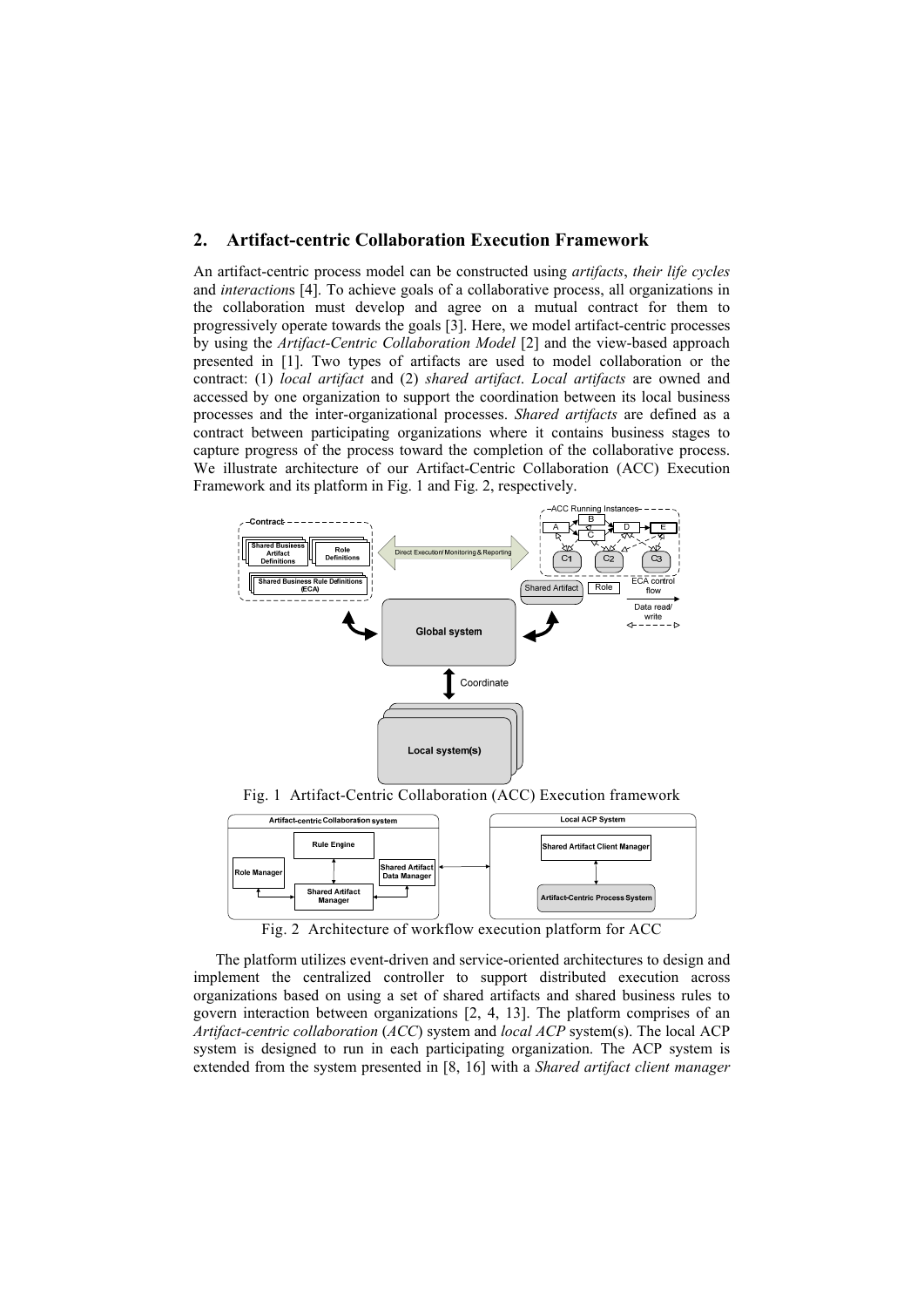## 2. Artifact-centric Collaboration Execution Framework

An artifact-centric process model can be constructed using *artifacts*, *their life cycles* and *interactions* [4]. To achieve goals of a collaborative process, all organizations in the collaboration must develop and agree on a mutual contract for them to progressively operate towards the goals [3]. Here, we model artifact-centric processes by using the *Artifact-Centric Collaboration Model* [2] and the view-based approach presented in [1]. Two types of artifacts are used to model collaboration or the contract: (1) *local artifact* and (2) *shared artifact*. *Local artifacts* are owned and accessed by one organization to support the coordination between its local business processes and the inter-organizational processes. *Shared artifacts* are defined as a contract between participating organizations where it contains business stages to capture progress of the process toward the completion of the collaborative process. We illustrate architecture of our Artifact-Centric Collaboration (ACC) Execution Framework and its platform in Fig. 1 and Fig. 2, respectively.

Fig. 1 Artifact-Centric Collaboration (ACC) Execution framework

Fig. 2 Architecture of workflow execution platform for ACC

The platform utilizes event-driven and service-oriented architectures to design and implement the centralized controller to support distributed execution across organizations based on using a set of shared artifacts and shared business rules to govern interaction between organizations [2, 4, 13]. The platform comprises of an *Artifact-centric collaboration* (*ACC*) system and *local ACP* system(s). The local ACP system is designed to run in each participating organization. The ACP system is extended from the system presented in [8, 16] with a *Shared artifact client manager*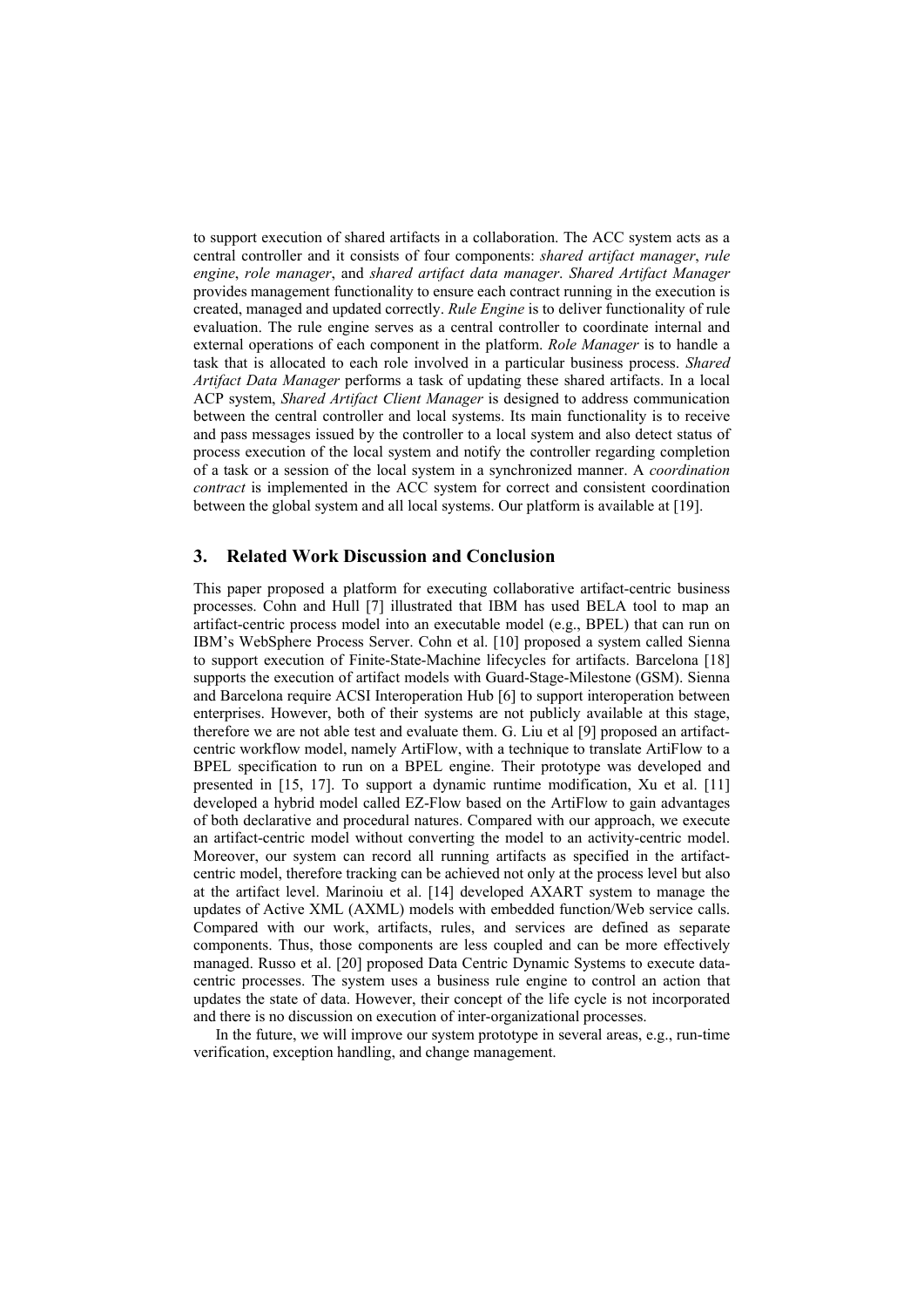to support execution of shared artifacts in a collaboration. The ACC system acts as a central controller and it consists of four components: *shared artifact manager*, *rule engine*, *role manager*, and *shared artifact data manager*. *Shared Artifact Manager* provides management functionality to ensure each contract running in the execution is created, managed and updated correctly. *Rule Engine* is to deliver functionality of rule evaluation. The rule engine serves as a central controller to coordinate internal and external operations of each component in the platform. *Role Manager* is to handle a task that is allocated to each role involved in a particular business process. *Shared Artifact Data Manager* performs a task of updating these shared artifacts. In a local ACP system, *Shared Artifact Client Manager* is designed to address communication between the central controller and local systems. Its main functionality is to receive and pass messages issued by the controller to a local system and also detect status of process execution of the local system and notify the controller regarding completion of a task or a session of the local system in a synchronized manner. A *coordination contract* is implemented in the ACC system for correct and consistent coordination between the global system and all local systems. Our platform is available at [19].

## 3. Related Work Discussion and Conclusion

This paper proposed a platform for executing collaborative artifact-centric business processes. Cohn and Hull [7] illustrated that IBM has used BELA tool to map an artifact-centric process model into an executable model (e.g., BPEL) that can run on IBM's WebSphere Process Server. Cohn et al. [10] proposed a system called Sienna to support execution of Finite-State-Machine lifecycles for artifacts. Barcelona [18] supports the execution of artifact models with Guard-Stage-Milestone (GSM). Sienna and Barcelona require ACSI Interoperation Hub [6] to support interoperation between enterprises. However, both of their systems are not publicly available at this stage, therefore we are not able test and evaluate them. G. Liu et al [9] proposed an artifact-centric workflow model, namely ArtiFlow, with a technique to translate ArtiFlow to a BPEL specification to run on a BPEL engine. Their prototype was developed and presented in [15, 17]. To support a dynamic runtime modification, Xu et al. [11] developed a hybrid model called EZ-Flow based on the ArtiFlow to gain advantages of both declarative and procedural natures. Compared with our approach, we execute an artifact-centric model without converting the model to an activity-centric model. Moreover, our system can record all running artifacts as specified in the artifact-centric model, therefore tracking can be achieved not only at the process level but also at the artifact level. Marinoiu et al. [14] developed AXART system to manage the updates of Active XML (AXML) models with embedded function/Web service calls. Compared with our work, artifacts, rules, and services are defined as separate components. Thus, those components are less coupled and can be more effectively managed. Russo et al. [20] proposed Data Centric Dynamic Systems to execute data-centric processes. The system uses a business rule engine to control an action that updates the state of data. However, their concept of the life cycle is not incorporated and there is no discussion on execution of inter-organizational processes.

In the future, we will improve our system prototype in several areas, e.g., run-time verification, exception handling, and change management.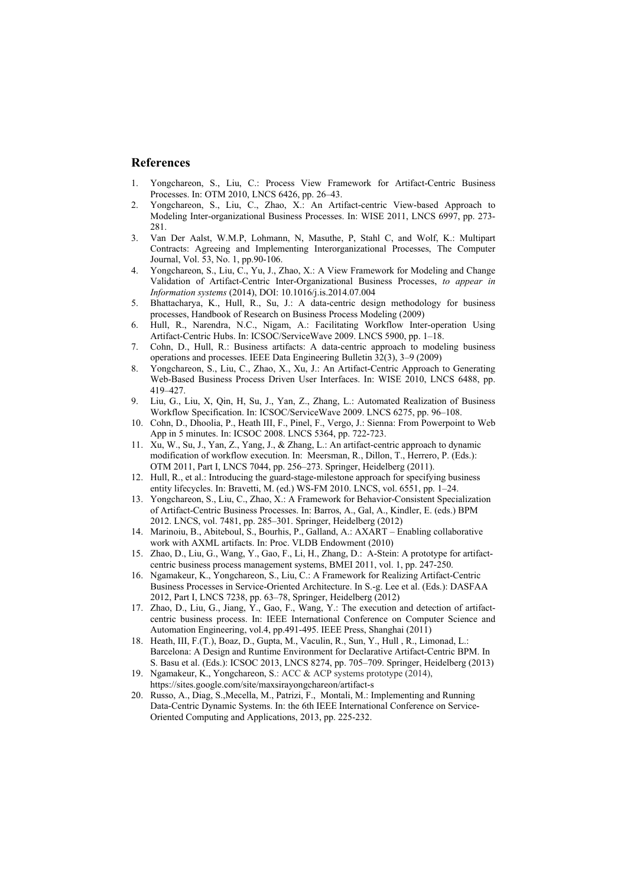## References

1. Yongchareon, S., Liu, C.: Process View Framework for Artifact-Centric Business Processes. In: OTM 2010, LNCS 6426, pp. 26–43.
2. Yongchareon, S., Liu, C., Zhao, X.: An Artifact-centric View-based Approach to Modeling Inter-organizational Business Processes. In: WISE 2011, LNCS 6997, pp. 273-281.
3. Van Der Aalst, W.M.P, Lohmann, N, Masuthe, P, Stahl C, and Wolf, K.: Multipart Contracts: Agreeing and Implementing Interorganizational Processes, The Computer Journal, Vol. 53, No. 1, pp.90-106.
4. Yongchareon, S., Liu, C., Yu, J., Zhao, X.: A View Framework for Modeling and Change Validation of Artifact-Centric Inter-Organizational Business Processes, *to appear in Information systems* (2014), DOI: 10.1016/j.is.2014.07.004
5. Bhattacharya, K., Hull, R., Su, J.: A data-centric design methodology for business processes, Handbook of Research on Business Process Modeling (2009)
6. Hull, R., Narendra, N.C., Nigam, A.: Facilitating Workflow Inter-operation Using Artifact-Centric Hubs. In: ICSOC/ServiceWave 2009. LNCS 5900, pp. 1–18.
7. Cohn, D., Hull, R.: Business artifacts: A data-centric approach to modeling business operations and processes. IEEE Data Engineering Bulletin 32(3), 3–9 (2009)
8. Yongchareon, S., Liu, C., Zhao, X., Xu, J.: An Artifact-Centric Approach to Generating Web-Based Business Process Driven User Interfaces. In: WISE 2010, LNCS 6488, pp. 419–427.
9. Liu, G., Liu, X, Qin, H, Su, J., Yan, Z., Zhang, L.: Automated Realization of Business Workflow Specification. In: ICSOC/ServiceWave 2009. LNCS 6275, pp. 96–108.
10. Cohn, D., Dhoolia, P., Heath III, F., Pinel, F., Vergo, J.: Sienna: From Powerpoint to Web App in 5 minutes. In: ICSOC 2008. LNCS 5364, pp. 722-723.
11. Xu, W., Su, J., Yan, Z., Yang, J., & Zhang, L.: An artifact-centric approach to dynamic modification of workflow execution. In: Meersman, R., Dillon, T., Herrero, P. (Eds.): OTM 2011, Part I, LNCS 7044, pp. 256–273. Springer, Heidelberg (2011).
12. Hull, R., et al.: Introducing the guard-stage-milestone approach for specifying business entity lifecycles. In: Bravetti, M. (ed.) WS-FM 2010. LNCS, vol. 6551, pp. 1–24.
13. Yongchareon, S., Liu, C., Zhao, X.: A Framework for Behavior-Consistent Specialization of Artifact-Centric Business Processes. In: Barros, A., Gal, A., Kindler, E. (eds.) BPM 2012. LNCS, vol. 7481, pp. 285–301. Springer, Heidelberg (2012)
14. Marinoiu, B., Abiteboul, S., Bourhis, P., Galland, A.: AXART – Enabling collaborative work with AXML artifacts. In: Proc. VLDB Endowment (2010)
15. Zhao, D., Liu, G., Wang, Y., Gao, F., Li, H., Zhang, D.: A-Stein: A prototype for artifact-centric business process management systems, BMEI 2011, vol. 1, pp. 247-250.
16. Ngamakeur, K., Yongchareon, S., Liu, C.: A Framework for Realizing Artifact-Centric Business Processes in Service-Oriented Architecture. In S.-g. Lee et al. (Eds.): DASFAA 2012, Part I, LNCS 7238, pp. 63–78, Springer, Heidelberg (2012)
17. Zhao, D., Liu, G., Jiang, Y., Gao, F., Wang, Y.: The execution and detection of artifact-centric business process. In: IEEE International Conference on Computer Science and Automation Engineering, vol.4, pp.491-495. IEEE Press, Shanghai (2011)
18. Heath, III, F.(T.), Boaz, D., Gupta, M., Vaculin, R., Sun, Y., Hull , R., Limonad, L.: Barcelona: A Design and Runtime Environment for Declarative Artifact-Centric BPM. In S. Basu et al. (Eds.): ICSOC 2013, LNCS 8274, pp. 705–709. Springer, Heidelberg (2013)
19. Ngamakeur, K., Yongchareon, S.: ACC & ACP systems prototype (2014), https://sites.google.com/site/maxsirayongchareon/artifact-s
20. Russo, A., Diag, S.,Mecella, M., Patrizi, F., Montali, M.: Implementing and Running Data-Centric Dynamic Systems. In: the 6th IEEE International Conference on Service-Oriented Computing and Applications, 2013, pp. 225-232.